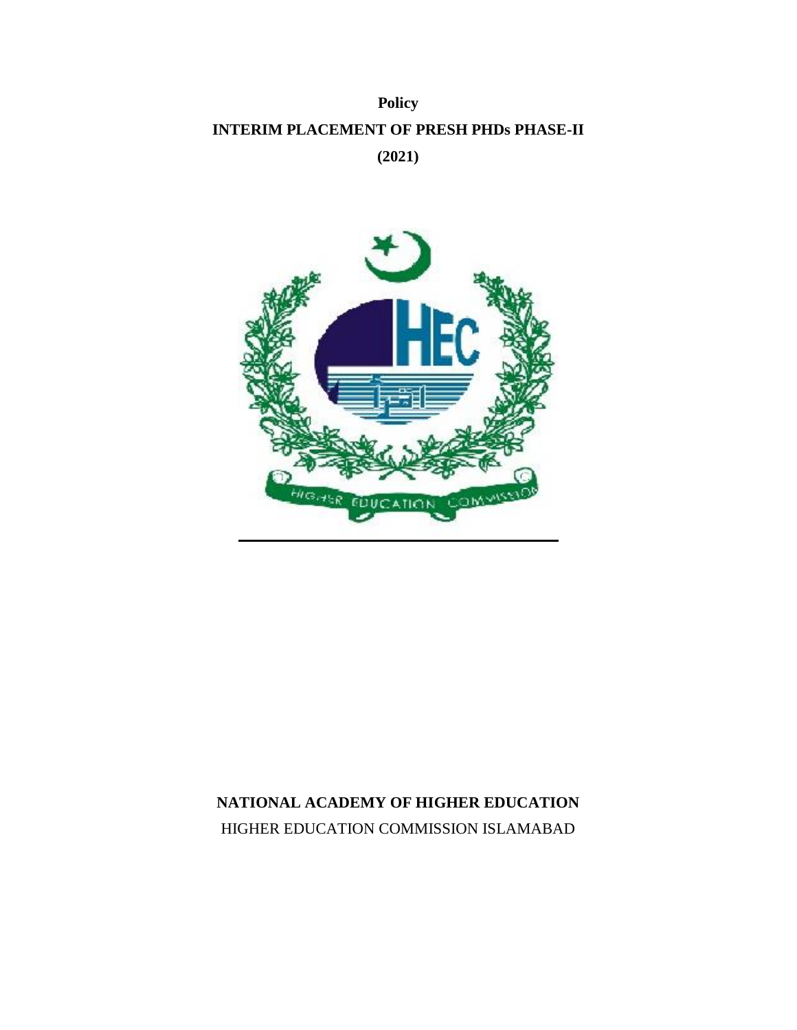**Policy**

# INTERIM PLACEMENT OF PRESH PHDs PHASE-II

**(2021)**

**NATIONAL ACADEMY OF HIGHER EDUCATION**

HIGHER EDUCATION COMMISSION ISLAMABAD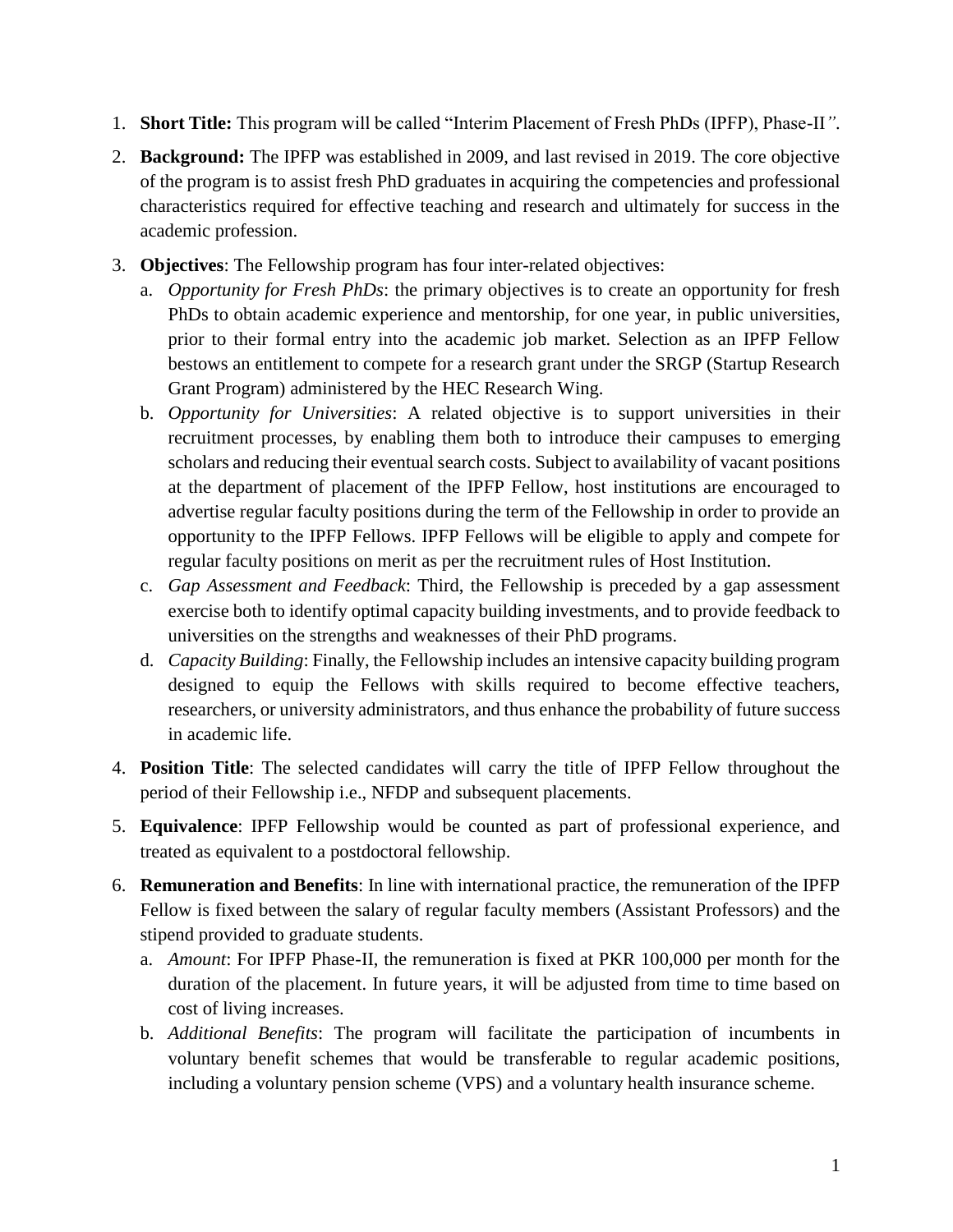1. **Short Title:** This program will be called "Interim Placement of Fresh PhDs (IPFP), Phase-II*"*.
2. **Background:** The IPFP was established in 2009, and last revised in 2019. The core objective of the program is to assist fresh PhD graduates in acquiring the competencies and professional characteristics required for effective teaching and research and ultimately for success in the academic profession.
3. **Objectives**: The Fellowship program has four inter-related objectives:
   a. *Opportunity for Fresh PhDs*: the primary objectives is to create an opportunity for fresh PhDs to obtain academic experience and mentorship, for one year, in public universities, prior to their formal entry into the academic job market. Selection as an IPFP Fellow bestows an entitlement to compete for a research grant under the SRGP (Startup Research Grant Program) administered by the HEC Research Wing.
   b. *Opportunity for Universities*: A related objective is to support universities in their recruitment processes, by enabling them both to introduce their campuses to emerging scholars and reducing their eventual search costs. Subject to availability of vacant positions at the department of placement of the IPFP Fellow, host institutions are encouraged to advertise regular faculty positions during the term of the Fellowship in order to provide an opportunity to the IPFP Fellows. IPFP Fellows will be eligible to apply and compete for regular faculty positions on merit as per the recruitment rules of Host Institution.
   c. *Gap Assessment and Feedback*: Third, the Fellowship is preceded by a gap assessment exercise both to identify optimal capacity building investments, and to provide feedback to universities on the strengths and weaknesses of their PhD programs.
   d. *Capacity Building*: Finally, the Fellowship includes an intensive capacity building program designed to equip the Fellows with skills required to become effective teachers, researchers, or university administrators, and thus enhance the probability of future success in academic life.
4. **Position Title**: The selected candidates will carry the title of IPFP Fellow throughout the period of their Fellowship i.e., NFDP and subsequent placements.
5. **Equivalence**: IPFP Fellowship would be counted as part of professional experience, and treated as equivalent to a postdoctoral fellowship.
6. **Remuneration and Benefits**: In line with international practice, the remuneration of the IPFP Fellow is fixed between the salary of regular faculty members (Assistant Professors) and the stipend provided to graduate students.
   a. *Amount*: For IPFP Phase-II, the remuneration is fixed at PKR 100,000 per month for the duration of the placement. In future years, it will be adjusted from time to time based on cost of living increases.
   b. *Additional Benefits*: The program will facilitate the participation of incumbents in voluntary benefit schemes that would be transferable to regular academic positions, including a voluntary pension scheme (VPS) and a voluntary health insurance scheme.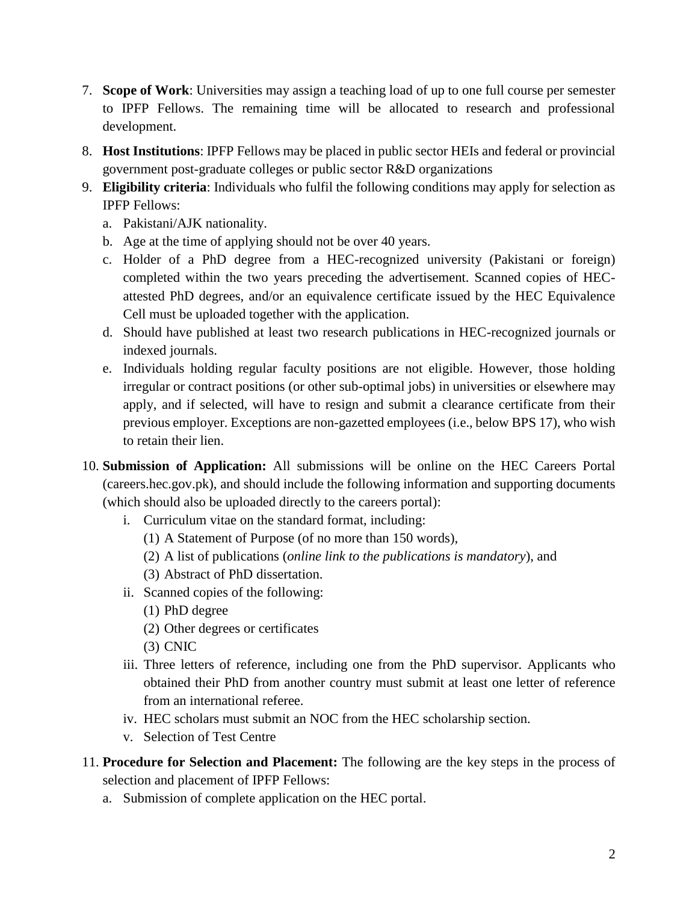7. **Scope of Work**: Universities may assign a teaching load of up to one full course per semester to IPFP Fellows. The remaining time will be allocated to research and professional development.
8. **Host Institutions**: IPFP Fellows may be placed in public sector HEIs and federal or provincial government post-graduate colleges or public sector R&D organizations
9. **Eligibility criteria**: Individuals who fulfil the following conditions may apply for selection as IPFP Fellows:
   a. Pakistani/AJK nationality.
   b. Age at the time of applying should not be over 40 years.
   c. Holder of a PhD degree from a HEC-recognized university (Pakistani or foreign) completed within the two years preceding the advertisement. Scanned copies of HEC-attested PhD degrees, and/or an equivalence certificate issued by the HEC Equivalence Cell must be uploaded together with the application.
   d. Should have published at least two research publications in HEC-recognized journals or indexed journals.
   e. Individuals holding regular faculty positions are not eligible. However, those holding irregular or contract positions (or other sub-optimal jobs) in universities or elsewhere may apply, and if selected, will have to resign and submit a clearance certificate from their previous employer. Exceptions are non-gazetted employees (i.e., below BPS 17), who wish to retain their lien.
10. **Submission of Application:** All submissions will be online on the HEC Careers Portal (careers.hec.gov.pk), and should include the following information and supporting documents (which should also be uploaded directly to the careers portal):
    i. Curriculum vitae on the standard format, including:
       (1) A Statement of Purpose (of no more than 150 words),
       (2) A list of publications (*online link to the publications is mandatory*), and
       (3) Abstract of PhD dissertation.
    ii. Scanned copies of the following:
       (1) PhD degree
       (2) Other degrees or certificates
       (3) CNIC
    iii. Three letters of reference, including one from the PhD supervisor. Applicants who obtained their PhD from another country must submit at least one letter of reference from an international referee.
    iv. HEC scholars must submit an NOC from the HEC scholarship section.
    v. Selection of Test Centre
11. **Procedure for Selection and Placement:** The following are the key steps in the process of selection and placement of IPFP Fellows:
    a. Submission of complete application on the HEC portal.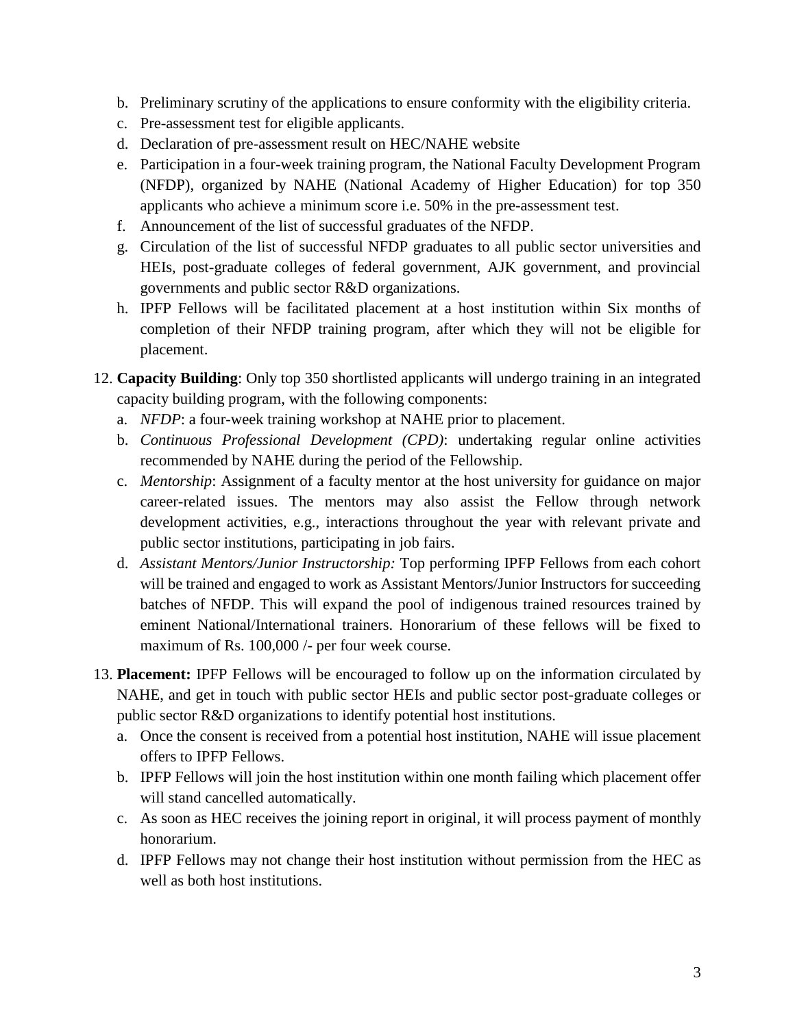b. Preliminary scrutiny of the applications to ensure conformity with the eligibility criteria.
c. Pre-assessment test for eligible applicants.
d. Declaration of pre-assessment result on HEC/NAHE website
e. Participation in a four-week training program, the National Faculty Development Program (NFDP), organized by NAHE (National Academy of Higher Education) for top 350 applicants who achieve a minimum score i.e. 50% in the pre-assessment test.
f. Announcement of the list of successful graduates of the NFDP.
g. Circulation of the list of successful NFDP graduates to all public sector universities and HEIs, post-graduate colleges of federal government, AJK government, and provincial governments and public sector R&D organizations.
h. IPFP Fellows will be facilitated placement at a host institution within Six months of completion of their NFDP training program, after which they will not be eligible for placement.

12. **Capacity Building**: Only top 350 shortlisted applicants will undergo training in an integrated capacity building program, with the following components:
    a. *NFDP*: a four-week training workshop at NAHE prior to placement.
    b. *Continuous Professional Development (CPD)*: undertaking regular online activities recommended by NAHE during the period of the Fellowship.
    c. *Mentorship*: Assignment of a faculty mentor at the host university for guidance on major career-related issues. The mentors may also assist the Fellow through network development activities, e.g., interactions throughout the year with relevant private and public sector institutions, participating in job fairs.
    d. *Assistant Mentors/Junior Instructorship:* Top performing IPFP Fellows from each cohort will be trained and engaged to work as Assistant Mentors/Junior Instructors for succeeding batches of NFDP. This will expand the pool of indigenous trained resources trained by eminent National/International trainers. Honorarium of these fellows will be fixed to maximum of Rs. 100,000 /- per four week course.

13. **Placement:** IPFP Fellows will be encouraged to follow up on the information circulated by NAHE, and get in touch with public sector HEIs and public sector post-graduate colleges or public sector R&D organizations to identify potential host institutions.
    a. Once the consent is received from a potential host institution, NAHE will issue placement offers to IPFP Fellows.
    b. IPFP Fellows will join the host institution within one month failing which placement offer will stand cancelled automatically.
    c. As soon as HEC receives the joining report in original, it will process payment of monthly honorarium.
    d. IPFP Fellows may not change their host institution without permission from the HEC as well as both host institutions.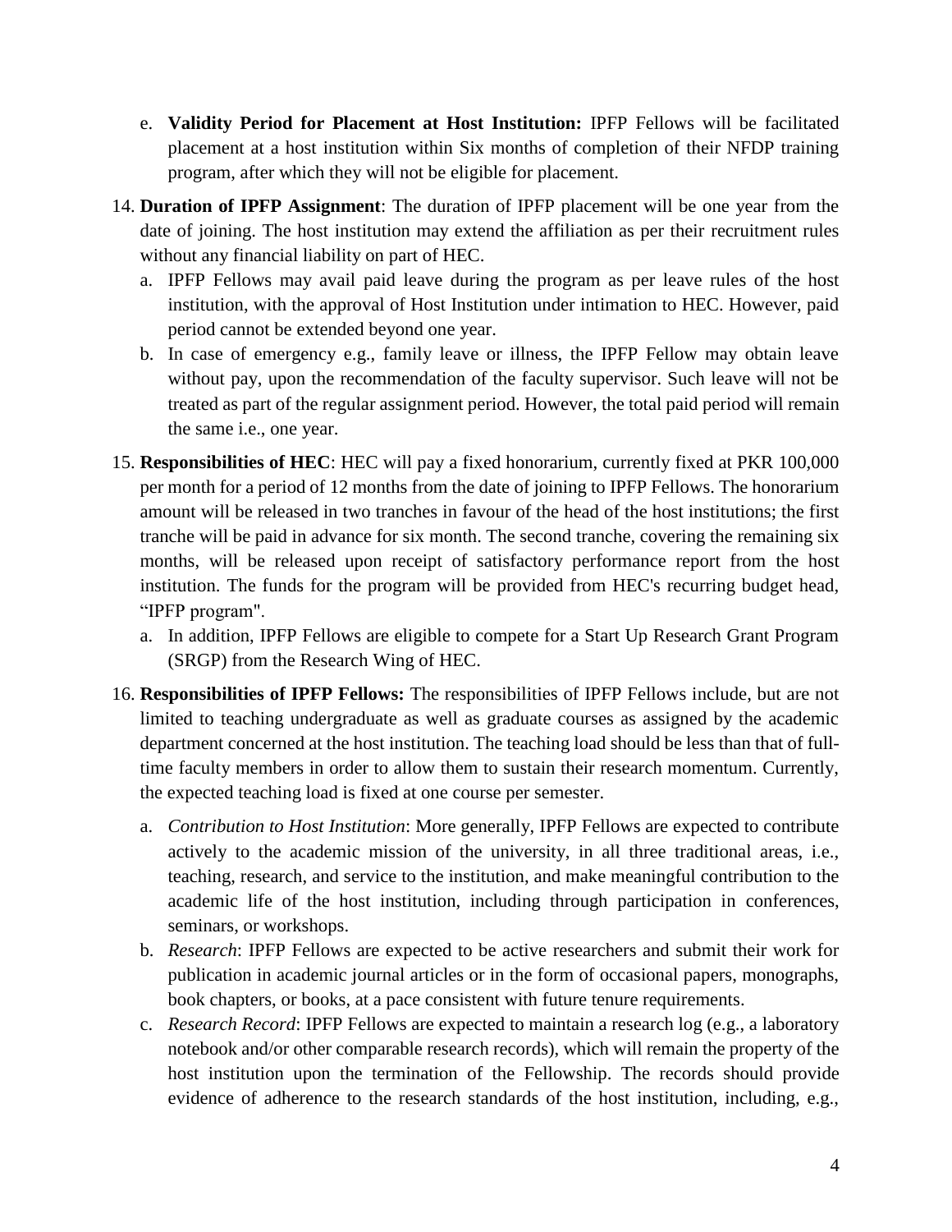e. **Validity Period for Placement at Host Institution:** IPFP Fellows will be facilitated placement at a host institution within Six months of completion of their NFDP training program, after which they will not be eligible for placement.

14. **Duration of IPFP Assignment**: The duration of IPFP placement will be one year from the date of joining. The host institution may extend the affiliation as per their recruitment rules without any financial liability on part of HEC.
    a. IPFP Fellows may avail paid leave during the program as per leave rules of the host institution, with the approval of Host Institution under intimation to HEC. However, paid period cannot be extended beyond one year.
    b. In case of emergency e.g., family leave or illness, the IPFP Fellow may obtain leave without pay, upon the recommendation of the faculty supervisor. Such leave will not be treated as part of the regular assignment period. However, the total paid period will remain the same i.e., one year.

15. **Responsibilities of HEC**: HEC will pay a fixed honorarium, currently fixed at PKR 100,000 per month for a period of 12 months from the date of joining to IPFP Fellows. The honorarium amount will be released in two tranches in favour of the head of the host institutions; the first tranche will be paid in advance for six month. The second tranche, covering the remaining six months, will be released upon receipt of satisfactory performance report from the host institution. The funds for the program will be provided from HEC's recurring budget head, "IPFP program".
    a. In addition, IPFP Fellows are eligible to compete for a Start Up Research Grant Program (SRGP) from the Research Wing of HEC.

16. **Responsibilities of IPFP Fellows:** The responsibilities of IPFP Fellows include, but are not limited to teaching undergraduate as well as graduate courses as assigned by the academic department concerned at the host institution. The teaching load should be less than that of full-time faculty members in order to allow them to sustain their research momentum. Currently, the expected teaching load is fixed at one course per semester.
    a. *Contribution to Host Institution*: More generally, IPFP Fellows are expected to contribute actively to the academic mission of the university, in all three traditional areas, i.e., teaching, research, and service to the institution, and make meaningful contribution to the academic life of the host institution, including through participation in conferences, seminars, or workshops.
    b. *Research*: IPFP Fellows are expected to be active researchers and submit their work for publication in academic journal articles or in the form of occasional papers, monographs, book chapters, or books, at a pace consistent with future tenure requirements.
    c. *Research Record*: IPFP Fellows are expected to maintain a research log (e.g., a laboratory notebook and/or other comparable research records), which will remain the property of the host institution upon the termination of the Fellowship. The records should provide evidence of adherence to the research standards of the host institution, including, e.g.,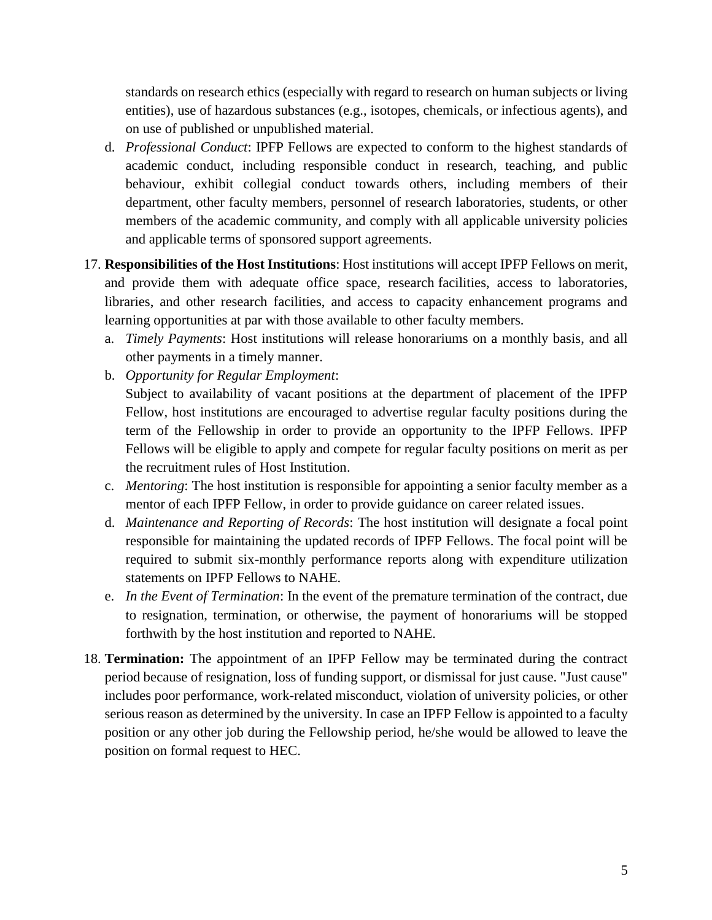standards on research ethics (especially with regard to research on human subjects or living entities), use of hazardous substances (e.g., isotopes, chemicals, or infectious agents), and on use of published or unpublished material.

   d. *Professional Conduct*: IPFP Fellows are expected to conform to the highest standards of academic conduct, including responsible conduct in research, teaching, and public behaviour, exhibit collegial conduct towards others, including members of their department, other faculty members, personnel of research laboratories, students, or other members of the academic community, and comply with all applicable university policies and applicable terms of sponsored support agreements.

17. **Responsibilities of the Host Institutions**: Host institutions will accept IPFP Fellows on merit, and provide them with adequate office space, research facilities, access to laboratories, libraries, and other research facilities, and access to capacity enhancement programs and learning opportunities at par with those available to other faculty members.
    a. *Timely Payments*: Host institutions will release honorariums on a monthly basis, and all other payments in a timely manner.
    b. *Opportunity for Regular Employment*:
    Subject to availability of vacant positions at the department of placement of the IPFP Fellow, host institutions are encouraged to advertise regular faculty positions during the term of the Fellowship in order to provide an opportunity to the IPFP Fellows. IPFP Fellows will be eligible to apply and compete for regular faculty positions on merit as per the recruitment rules of Host Institution.
    c. *Mentoring*: The host institution is responsible for appointing a senior faculty member as a mentor of each IPFP Fellow, in order to provide guidance on career related issues.
    d. *Maintenance and Reporting of Records*: The host institution will designate a focal point responsible for maintaining the updated records of IPFP Fellows. The focal point will be required to submit six-monthly performance reports along with expenditure utilization statements on IPFP Fellows to NAHE.
    e. *In the Event of Termination*: In the event of the premature termination of the contract, due to resignation, termination, or otherwise, the payment of honorariums will be stopped forthwith by the host institution and reported to NAHE.

18. **Termination:** The appointment of an IPFP Fellow may be terminated during the contract period because of resignation, loss of funding support, or dismissal for just cause. "Just cause" includes poor performance, work-related misconduct, violation of university policies, or other serious reason as determined by the university. In case an IPFP Fellow is appointed to a faculty position or any other job during the Fellowship period, he/she would be allowed to leave the position on formal request to HEC.